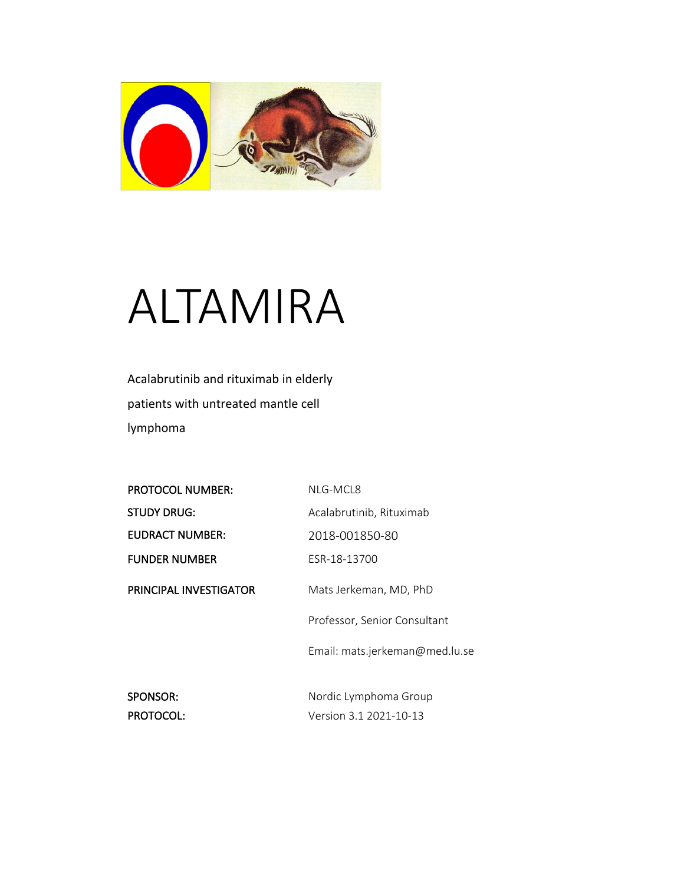# ALTAMIRA

Acalabrutinib and rituximab in elderly patients with untreated mantle cell lymphoma

| | |
|---|---|
| **PROTOCOL NUMBER:** | NLG-MCL8 |
| **STUDY DRUG:** | Acalabrutinib, Rituximab |
| **EUDRACT NUMBER:** | 2018-001850-80 |
| **FUNDER NUMBER** | ESR-18-13700 |
| **PRINCIPAL INVESTIGATOR** | Mats Jerkeman, MD, PhD |
| | Professor, Senior Consultant |
| | Email: mats.jerkeman@med.lu.se |
| **SPONSOR:** | Nordic Lymphoma Group |
| **PROTOCOL:** | Version 3.1 2021-10-13 |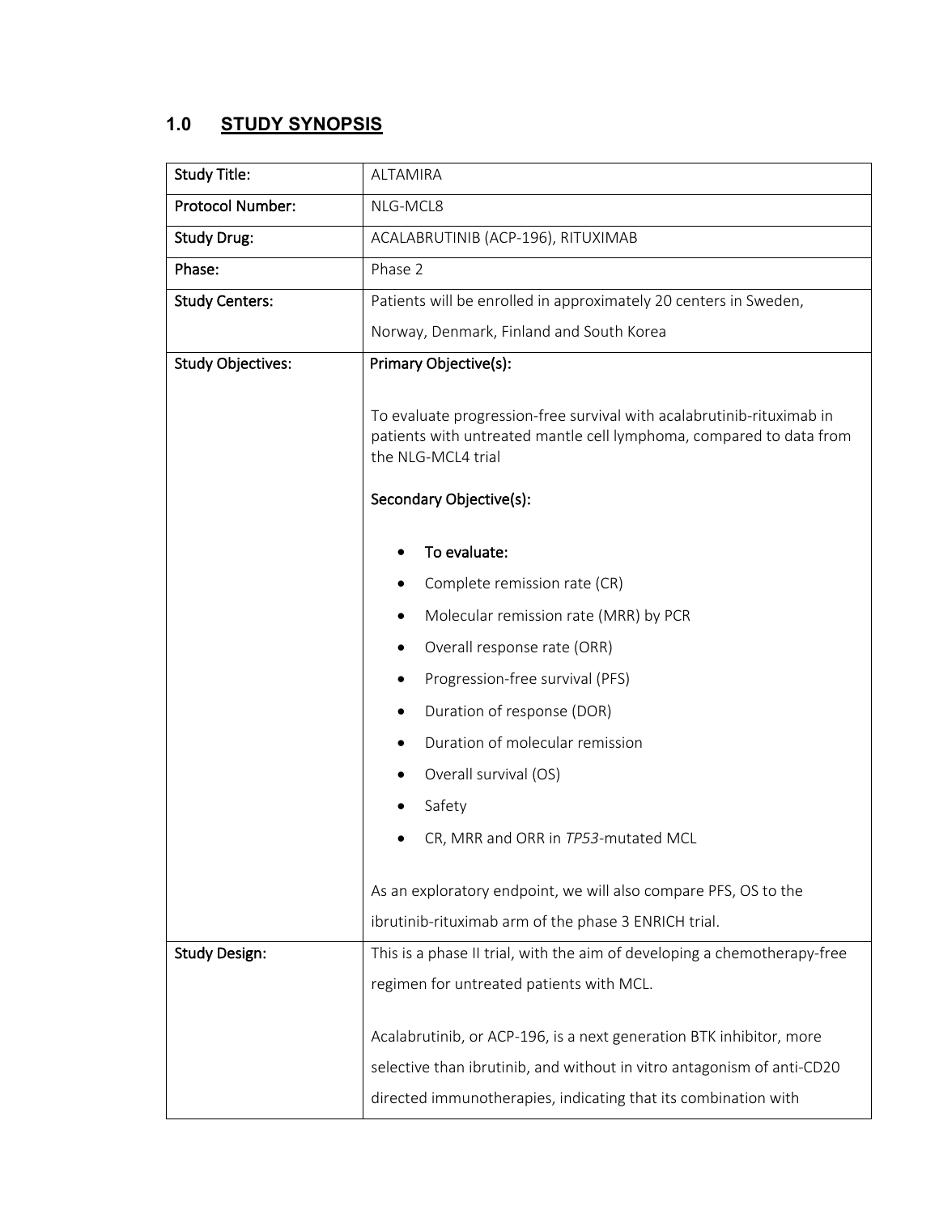## 1.0 STUDY SYNOPSIS

| Study Title: | ALTAMIRA |
|---|---|
| Protocol Number: | NLG-MCL8 |
| Study Drug: | ACALABRUTINIB (ACP-196), RITUXIMAB |
| Phase: | Phase 2 |
| Study Centers: | Patients will be enrolled in approximately 20 centers in Sweden, Norway, Denmark, Finland and South Korea |
| Study Objectives: | **Primary Objective(s):**<br><br>To evaluate progression-free survival with acalabrutinib-rituximab in patients with untreated mantle cell lymphoma, compared to data from the NLG-MCL4 trial<br><br>**Secondary Objective(s):**<br><br>• To evaluate:<br>• Complete remission rate (CR)<br>• Molecular remission rate (MRR) by PCR<br>• Overall response rate (ORR)<br>• Progression-free survival (PFS)<br>• Duration of response (DOR)<br>• Duration of molecular remission<br>• Overall survival (OS)<br>• Safety<br>• CR, MRR and ORR in *TP53*-mutated MCL<br><br>As an exploratory endpoint, we will also compare PFS, OS to the ibrutinib-rituximab arm of the phase 3 ENRICH trial. |
| Study Design: | This is a phase II trial, with the aim of developing a chemotherapy-free regimen for untreated patients with MCL.<br><br>Acalabrutinib, or ACP-196, is a next generation BTK inhibitor, more selective than ibrutinib, and without in vitro antagonism of anti-CD20 directed immunotherapies, indicating that its combination with |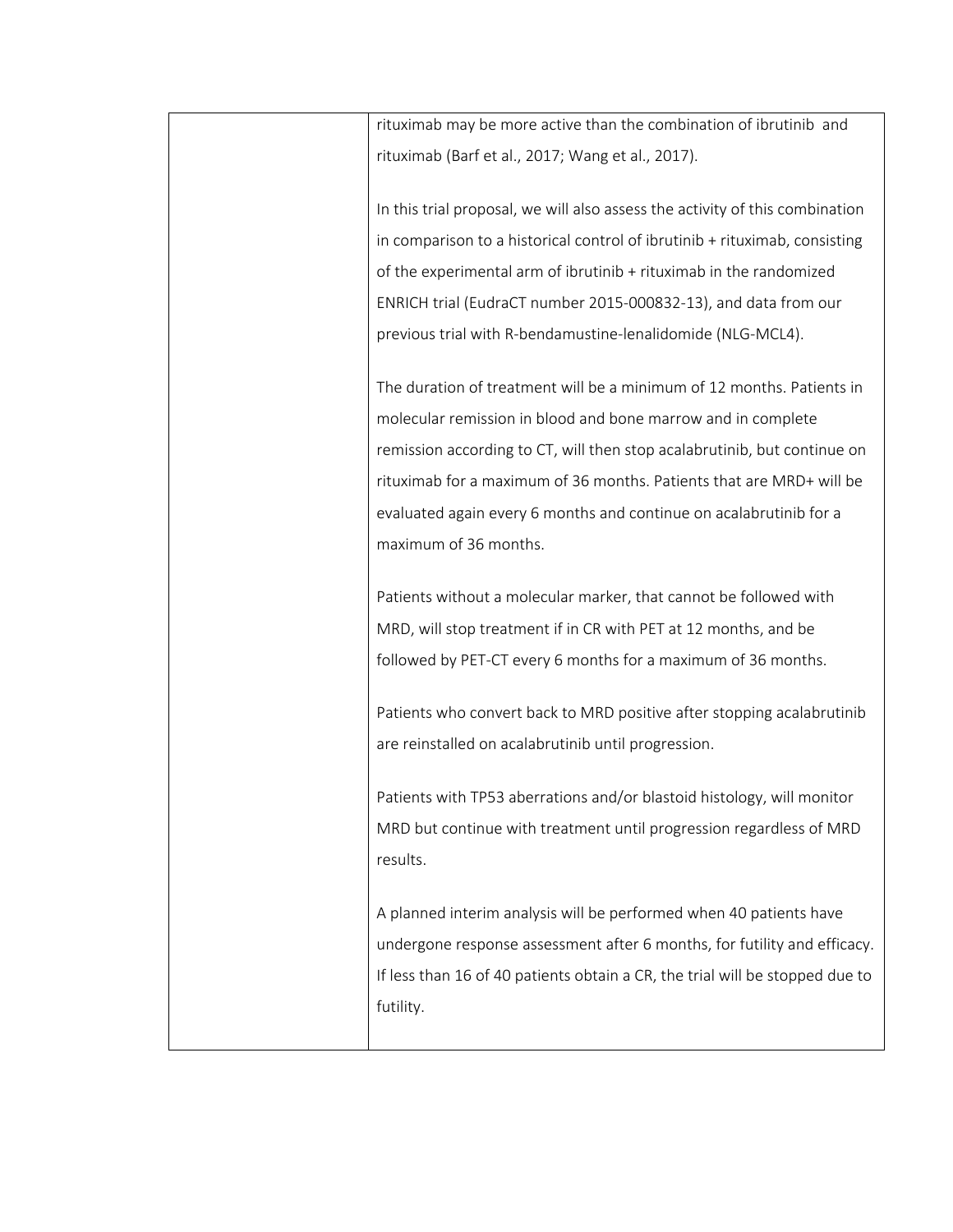| | rituximab may be more active than the combination of ibrutinib and rituximab (Barf et al., 2017; Wang et al., 2017).<br><br>In this trial proposal, we will also assess the activity of this combination in comparison to a historical control of ibrutinib + rituximab, consisting of the experimental arm of ibrutinib + rituximab in the randomized ENRICH trial (EudraCT number 2015-000832-13), and data from our previous trial with R-bendamustine-lenalidomide (NLG-MCL4).<br><br>The duration of treatment will be a minimum of 12 months. Patients in molecular remission in blood and bone marrow and in complete remission according to CT, will then stop acalabrutinib, but continue on rituximab for a maximum of 36 months. Patients that are MRD+ will be evaluated again every 6 months and continue on acalabrutinib for a maximum of 36 months.<br><br>Patients without a molecular marker, that cannot be followed with MRD, will stop treatment if in CR with PET at 12 months, and be followed by PET-CT every 6 months for a maximum of 36 months.<br><br>Patients who convert back to MRD positive after stopping acalabrutinib are reinstalled on acalabrutinib until progression.<br><br>Patients with TP53 aberrations and/or blastoid histology, will monitor MRD but continue with treatment until progression regardless of MRD results.<br><br>A planned interim analysis will be performed when 40 patients have undergone response assessment after 6 months, for futility and efficacy. If less than 16 of 40 patients obtain a CR, the trial will be stopped due to futility. |
|---|---|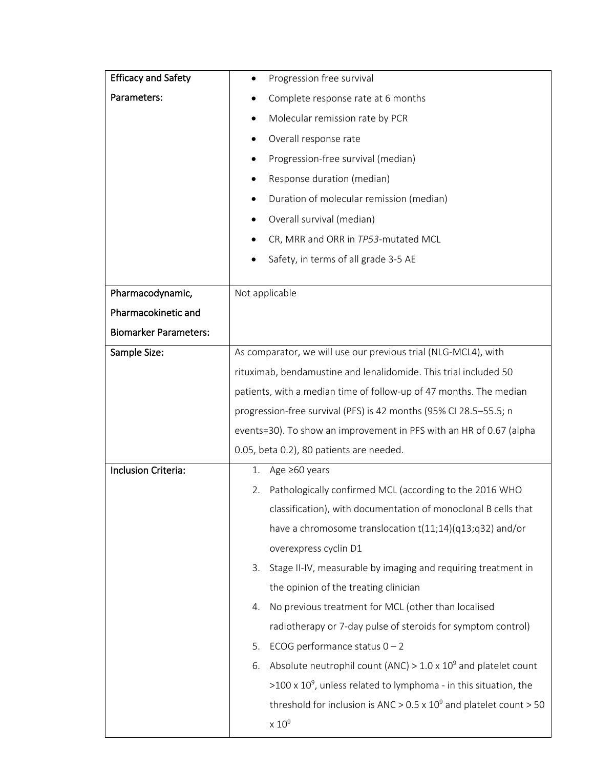| Efficacy and Safety Parameters: | <ul><li>Progression free survival</li><li>Complete response rate at 6 months</li><li>Molecular remission rate by PCR</li><li>Overall response rate</li><li>Progression-free survival (median)</li><li>Response duration (median)</li><li>Duration of molecular remission (median)</li><li>Overall survival (median)</li><li>CR, MRR and ORR in *TP53*-mutated MCL</li><li>Safety, in terms of all grade 3-5 AE</li></ul> |
|---|---|
| Pharmacodynamic, Pharmacokinetic and Biomarker Parameters: | Not applicable |
| Sample Size: | As comparator, we will use our previous trial (NLG-MCL4), with rituximab, bendamustine and lenalidomide. This trial included 50 patients, with a median time of follow-up of 47 months. The median progression-free survival (PFS) is 42 months (95% CI 28.5–55.5; n events=30). To show an improvement in PFS with an HR of 0.67 (alpha 0.05, beta 0.2), 80 patients are needed. |
| Inclusion Criteria: | 1. Age ≥60 years<br>2. Pathologically confirmed MCL (according to the 2016 WHO classification), with documentation of monoclonal B cells that have a chromosome translocation t(11;14)(q13;q32) and/or overexpress cyclin D1<br>3. Stage II-IV, measurable by imaging and requiring treatment in the opinion of the treating clinician<br>4. No previous treatment for MCL (other than localised radiotherapy or 7-day pulse of steroids for symptom control)<br>5. ECOG performance status 0 – 2<br>6. Absolute neutrophil count (ANC) > $1.0 \times 10^9$ and platelet count > $100 \times 10^9$, unless related to lymphoma - in this situation, the threshold for inclusion is ANC > $0.5 \times 10^9$ and platelet count > $50 \times 10^9$ |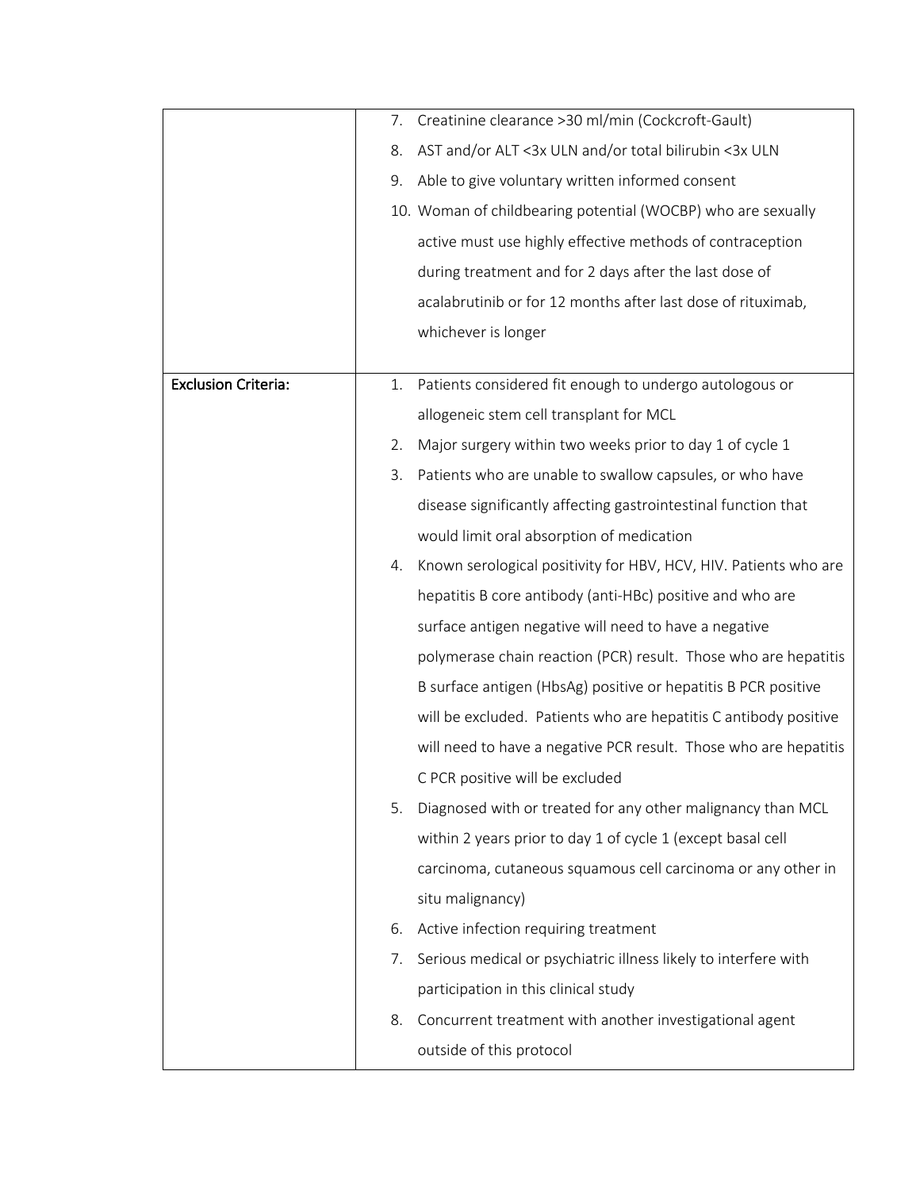| | |
|---|---|
| | 7. Creatinine clearance >30 ml/min (Cockcroft-Gault)<br>8. AST and/or ALT <3x ULN and/or total bilirubin <3x ULN<br>9. Able to give voluntary written informed consent<br>10. Woman of childbearing potential (WOCBP) who are sexually active must use highly effective methods of contraception during treatment and for 2 days after the last dose of acalabrutinib or for 12 months after last dose of rituximab, whichever is longer |
| Exclusion Criteria: | 1. Patients considered fit enough to undergo autologous or allogeneic stem cell transplant for MCL<br>2. Major surgery within two weeks prior to day 1 of cycle 1<br>3. Patients who are unable to swallow capsules, or who have disease significantly affecting gastrointestinal function that would limit oral absorption of medication<br>4. Known serological positivity for HBV, HCV, HIV. Patients who are hepatitis B core antibody (anti-HBc) positive and who are surface antigen negative will need to have a negative polymerase chain reaction (PCR) result. Those who are hepatitis B surface antigen (HbsAg) positive or hepatitis B PCR positive will be excluded. Patients who are hepatitis C antibody positive will need to have a negative PCR result. Those who are hepatitis C PCR positive will be excluded<br>5. Diagnosed with or treated for any other malignancy than MCL within 2 years prior to day 1 of cycle 1 (except basal cell carcinoma, cutaneous squamous cell carcinoma or any other in situ malignancy)<br>6. Active infection requiring treatment<br>7. Serious medical or psychiatric illness likely to interfere with participation in this clinical study<br>8. Concurrent treatment with another investigational agent outside of this protocol |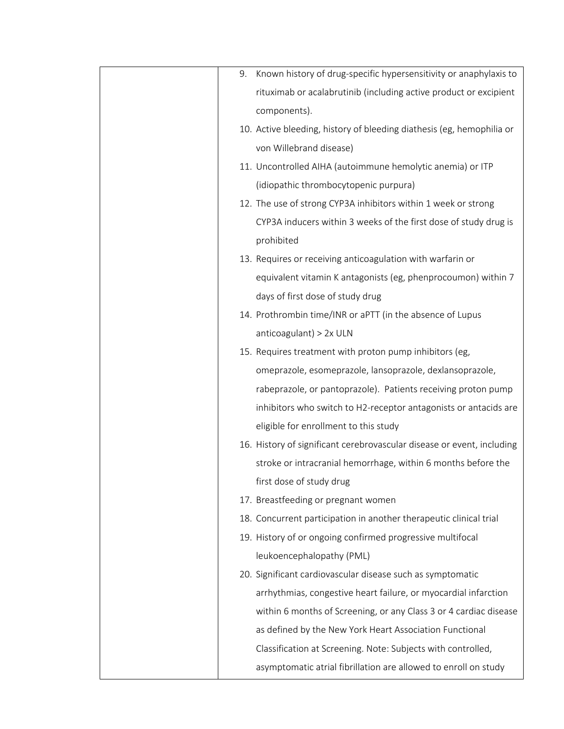| | |
|---|---|
| | 9. Known history of drug-specific hypersensitivity or anaphylaxis to rituximab or acalabrutinib (including active product or excipient components).<br>10. Active bleeding, history of bleeding diathesis (eg, hemophilia or von Willebrand disease)<br>11. Uncontrolled AIHA (autoimmune hemolytic anemia) or ITP (idiopathic thrombocytopenic purpura)<br>12. The use of strong CYP3A inhibitors within 1 week or strong CYP3A inducers within 3 weeks of the first dose of study drug is prohibited<br>13. Requires or receiving anticoagulation with warfarin or equivalent vitamin K antagonists (eg, phenprocoumon) within 7 days of first dose of study drug<br>14. Prothrombin time/INR or aPTT (in the absence of Lupus anticoagulant) > 2x ULN<br>15. Requires treatment with proton pump inhibitors (eg, omeprazole, esomeprazole, lansoprazole, dexlansoprazole, rabeprazole, or pantoprazole). Patients receiving proton pump inhibitors who switch to H2-receptor antagonists or antacids are eligible for enrollment to this study<br>16. History of significant cerebrovascular disease or event, including stroke or intracranial hemorrhage, within 6 months before the first dose of study drug<br>17. Breastfeeding or pregnant women<br>18. Concurrent participation in another therapeutic clinical trial<br>19. History of or ongoing confirmed progressive multifocal leukoencephalopathy (PML)<br>20. Significant cardiovascular disease such as symptomatic arrhythmias, congestive heart failure, or myocardial infarction within 6 months of Screening, or any Class 3 or 4 cardiac disease as defined by the New York Heart Association Functional Classification at Screening. Note: Subjects with controlled, asymptomatic atrial fibrillation are allowed to enroll on study |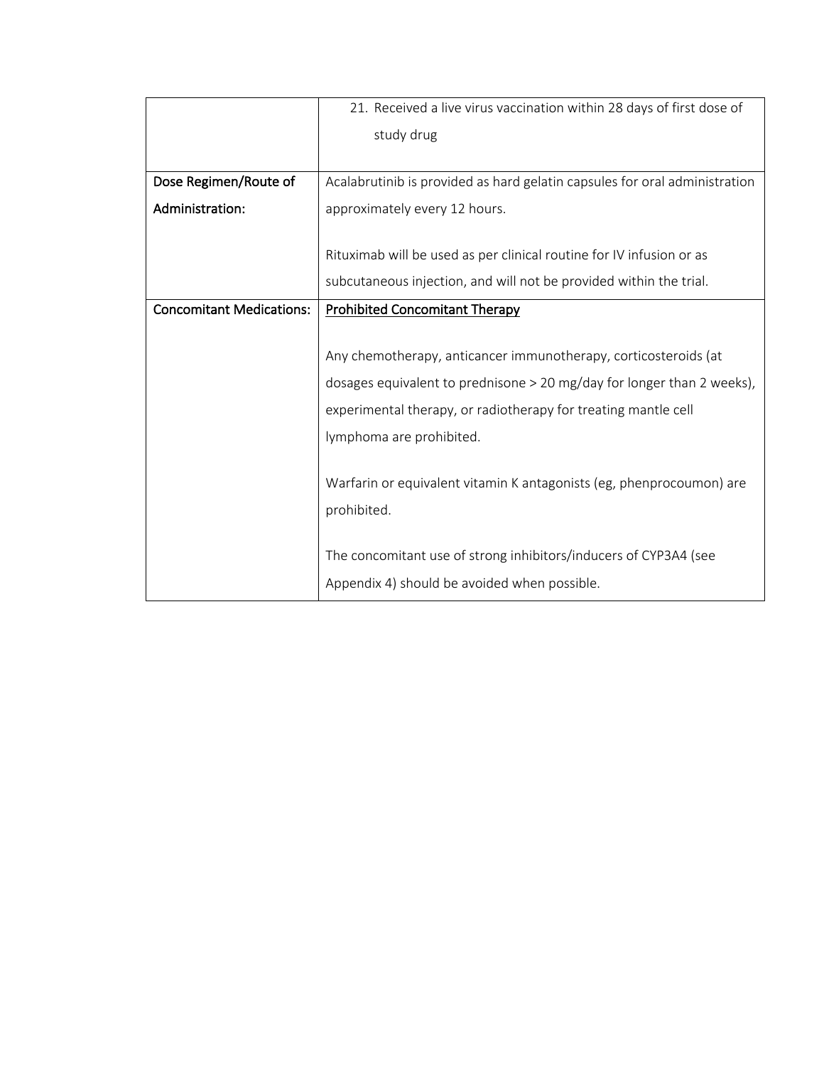| | |
|---|---|
| | 21. Received a live virus vaccination within 28 days of first dose of study drug |
| Dose Regimen/Route of Administration: | Acalabrutinib is provided as hard gelatin capsules for oral administration approximately every 12 hours.<br><br>Rituximab will be used as per clinical routine for IV infusion or as subcutaneous injection, and will not be provided within the trial. |
| Concomitant Medications: | <u>Prohibited Concomitant Therapy</u><br><br>Any chemotherapy, anticancer immunotherapy, corticosteroids (at dosages equivalent to prednisone > 20 mg/day for longer than 2 weeks), experimental therapy, or radiotherapy for treating mantle cell lymphoma are prohibited.<br><br>Warfarin or equivalent vitamin K antagonists (eg, phenprocoumon) are prohibited.<br><br>The concomitant use of strong inhibitors/inducers of CYP3A4 (see Appendix 4) should be avoided when possible. |